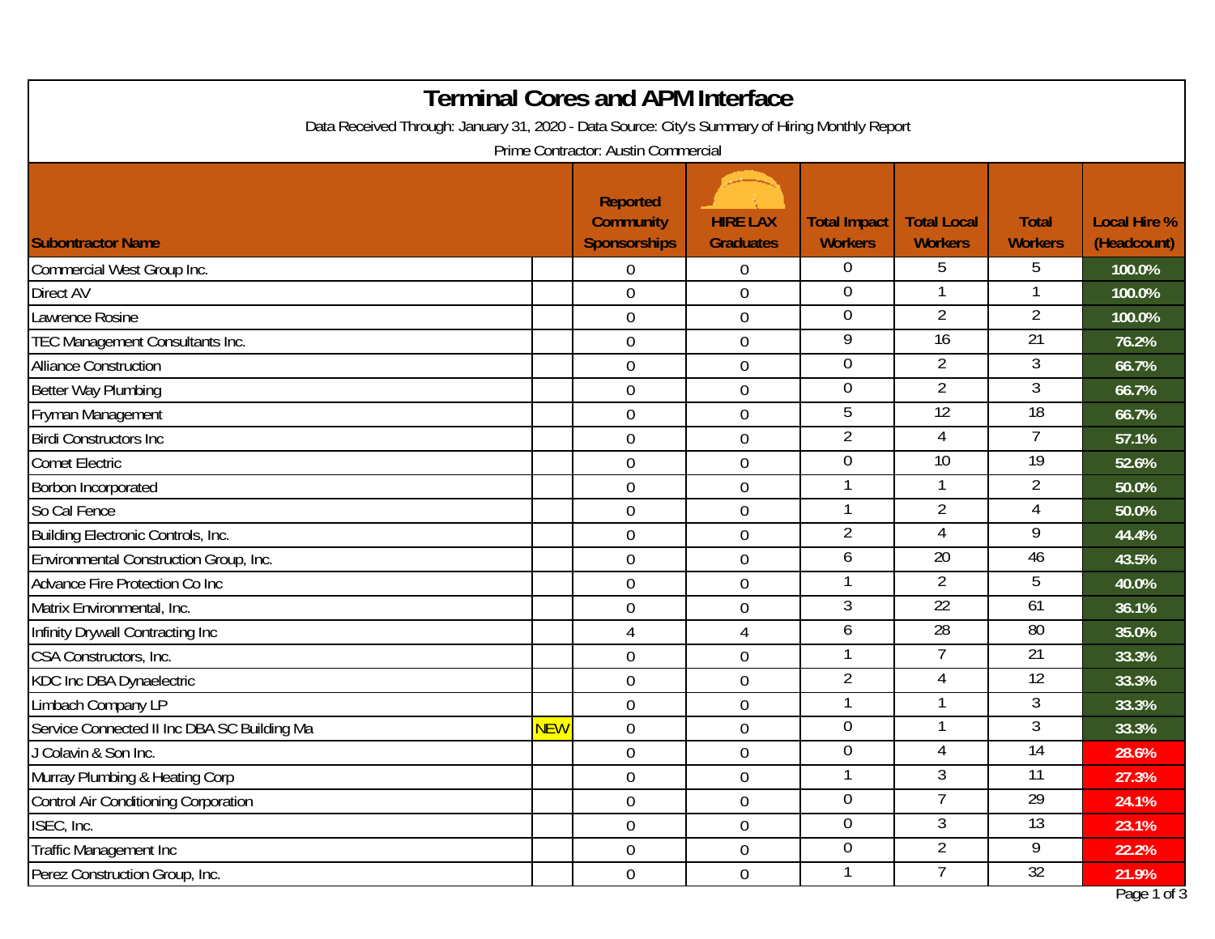# Terminal Cores and APM Interface

Data Received Through: January 31, 2020 - Data Source: City's Summary of Hiring Monthly Report

Prime Contractor: Austin Commercial

| Subontractor Name | | Reported Community Sponsorships | HIRE LAX Graduates | Total Impact Workers | Total Local Workers | Total Workers | Local Hire % (Headcount) |
|---|---|---|---|---|---|---|---|
| Commercial West Group Inc. | | 0 | 0 | 0 | 5 | 5 | 100.0% |
| Direct AV | | 0 | 0 | 0 | 1 | 1 | 100.0% |
| Lawrence Rosine | | 0 | 0 | 0 | 2 | 2 | 100.0% |
| TEC Management Consultants Inc. | | 0 | 0 | 9 | 16 | 21 | 76.2% |
| Alliance Construction | | 0 | 0 | 0 | 2 | 3 | 66.7% |
| Better Way Plumbing | | 0 | 0 | 0 | 2 | 3 | 66.7% |
| Fryman Management | | 0 | 0 | 5 | 12 | 18 | 66.7% |
| Birdi Constructors Inc | | 0 | 0 | 2 | 4 | 7 | 57.1% |
| Comet Electric | | 0 | 0 | 0 | 10 | 19 | 52.6% |
| Borbon Incorporated | | 0 | 0 | 1 | 1 | 2 | 50.0% |
| So Cal Fence | | 0 | 0 | 1 | 2 | 4 | 50.0% |
| Building Electronic Controls, Inc. | | 0 | 0 | 2 | 4 | 9 | 44.4% |
| Environmental Construction Group, Inc. | | 0 | 0 | 6 | 20 | 46 | 43.5% |
| Advance Fire Protection Co Inc | | 0 | 0 | 1 | 2 | 5 | 40.0% |
| Matrix Environmental, Inc. | | 0 | 0 | 3 | 22 | 61 | 36.1% |
| Infinity Drywall Contracting Inc | | 4 | 4 | 6 | 28 | 80 | 35.0% |
| CSA Constructors, Inc. | | 0 | 0 | 1 | 7 | 21 | 33.3% |
| KDC Inc DBA Dynaelectric | | 0 | 0 | 2 | 4 | 12 | 33.3% |
| Limbach Company LP | | 0 | 0 | 1 | 1 | 3 | 33.3% |
| Service Connected II Inc DBA SC Building Ma | NEW | 0 | 0 | 0 | 1 | 3 | 33.3% |
| J Colavin & Son Inc. | | 0 | 0 | 0 | 4 | 14 | 28.6% |
| Murray Plumbing & Heating Corp | | 0 | 0 | 1 | 3 | 11 | 27.3% |
| Control Air Conditioning Corporation | | 0 | 0 | 0 | 7 | 29 | 24.1% |
| ISEC, Inc. | | 0 | 0 | 0 | 3 | 13 | 23.1% |
| Traffic Management Inc | | 0 | 0 | 0 | 2 | 9 | 22.2% |
| Perez Construction Group, Inc. | | 0 | 0 | 1 | 7 | 32 | 21.9% |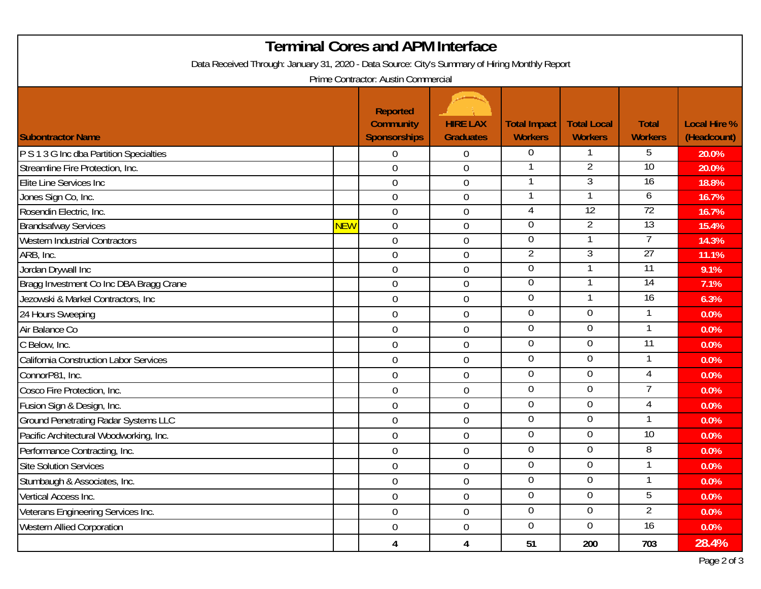# Terminal Cores and APM Interface

Data Received Through: January 31, 2020 - Data Source: City's Summary of Hiring Monthly Report

Prime Contractor: Austin Commercial

| Subontractor Name | | Reported Community Sponsorships | HIRE LAX Graduates | Total Impact Workers | Total Local Workers | Total Workers | Local Hire % (Headcount) |
|---|---|---|---|---|---|---|---|
| P S 1 3 G Inc dba Partition Specialties | | 0 | 0 | 0 | 1 | 5 | 20.0% |
| Streamline Fire Protection, Inc. | | 0 | 0 | 1 | 2 | 10 | 20.0% |
| Elite Line Services Inc | | 0 | 0 | 1 | 3 | 16 | 18.8% |
| Jones Sign Co, Inc. | | 0 | 0 | 1 | 1 | 6 | 16.7% |
| Rosendin Electric, Inc. | | 0 | 0 | 4 | 12 | 72 | 16.7% |
| Brandsafway Services | NEW | 0 | 0 | 0 | 2 | 13 | 15.4% |
| Western Industrial Contractors | | 0 | 0 | 0 | 1 | 7 | 14.3% |
| ARB, Inc. | | 0 | 0 | 2 | 3 | 27 | 11.1% |
| Jordan Drywall Inc | | 0 | 0 | 0 | 1 | 11 | 9.1% |
| Bragg Investment Co Inc DBA Bragg Crane | | 0 | 0 | 0 | 1 | 14 | 7.1% |
| Jezowski & Markel Contractors, Inc | | 0 | 0 | 0 | 1 | 16 | 6.3% |
| 24 Hours Sweeping | | 0 | 0 | 0 | 0 | 1 | 0.0% |
| Air Balance Co | | 0 | 0 | 0 | 0 | 1 | 0.0% |
| C Below, Inc. | | 0 | 0 | 0 | 0 | 11 | 0.0% |
| California Construction Labor Services | | 0 | 0 | 0 | 0 | 1 | 0.0% |
| ConnorP81, Inc. | | 0 | 0 | 0 | 0 | 4 | 0.0% |
| Cosco Fire Protection, Inc. | | 0 | 0 | 0 | 0 | 7 | 0.0% |
| Fusion Sign & Design, Inc. | | 0 | 0 | 0 | 0 | 4 | 0.0% |
| Ground Penetrating Radar Systems LLC | | 0 | 0 | 0 | 0 | 1 | 0.0% |
| Pacific Architectural Woodworking, Inc. | | 0 | 0 | 0 | 0 | 10 | 0.0% |
| Performance Contracting, Inc. | | 0 | 0 | 0 | 0 | 8 | 0.0% |
| Site Solution Services | | 0 | 0 | 0 | 0 | 1 | 0.0% |
| Stumbaugh & Associates, Inc. | | 0 | 0 | 0 | 0 | 1 | 0.0% |
| Vertical Access Inc. | | 0 | 0 | 0 | 0 | 5 | 0.0% |
| Veterans Engineering Services Inc. | | 0 | 0 | 0 | 0 | 2 | 0.0% |
| Western Allied Corporation | | 0 | 0 | 0 | 0 | 16 | 0.0% |
| | | 4 | 4 | 51 | 200 | 703 | 28.4% |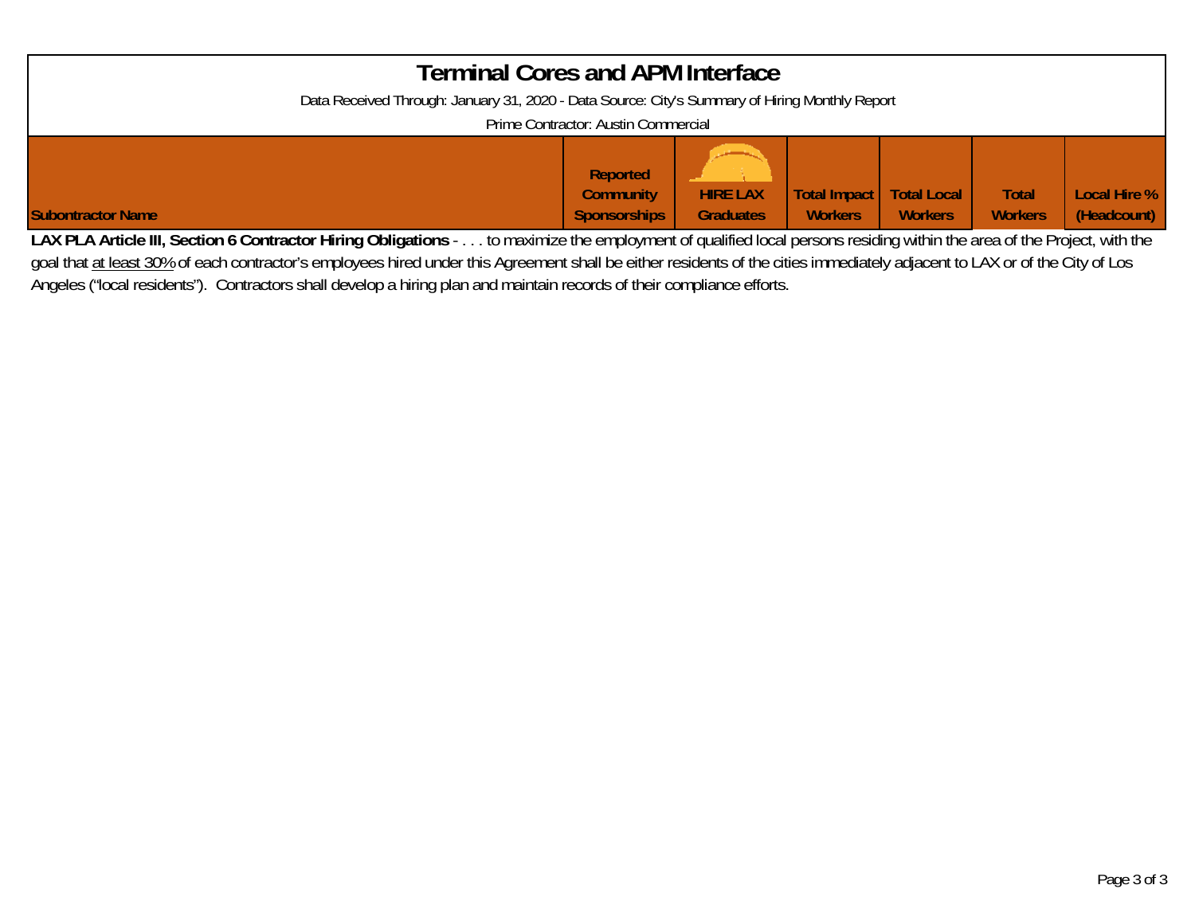# Terminal Cores and APM Interface

Data Received Through: January 31, 2020 - Data Source: City's Summary of Hiring Monthly Report

Prime Contractor: Austin Commercial

| Subontractor Name | Reported Community Sponsorships | HIRE LAX Graduates | Total Impact Workers | Total Local Workers | Total Workers | Local Hire % (Headcount) |
|---|---|---|---|---|---|---|

**LAX PLA Article III, Section 6 Contractor Hiring Obligations** - . . . to maximize the employment of qualified local persons residing within the area of the Project, with the goal that at least 30% of each contractor's employees hired under this Agreement shall be either residents of the cities immediately adjacent to LAX or of the City of Los Angeles ("local residents"). Contractors shall develop a hiring plan and maintain records of their compliance efforts.